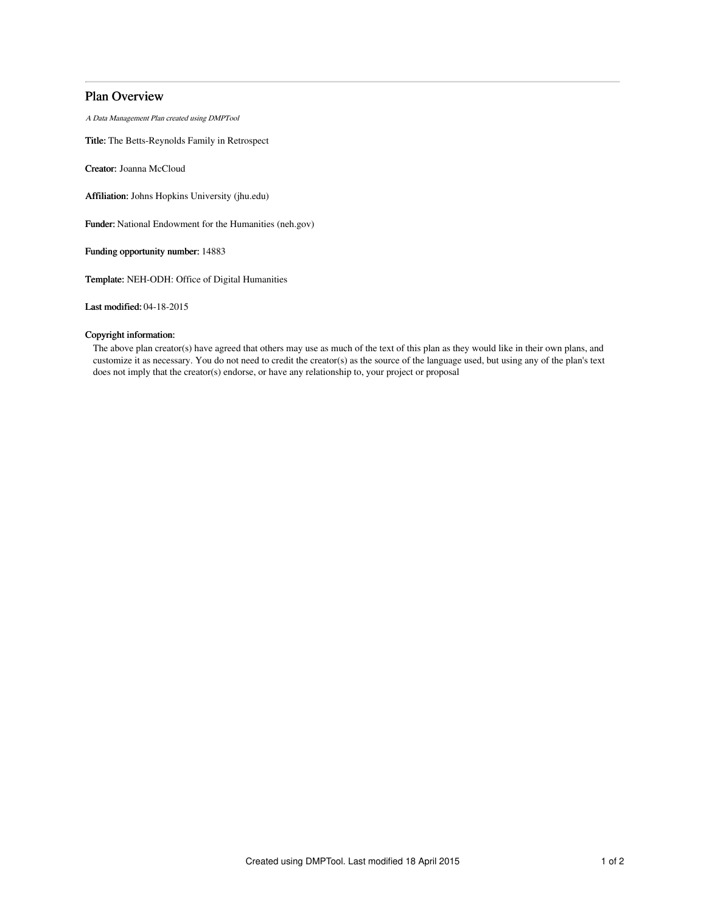## Plan Overview

*A Data Management Plan created using DMPTool*

**Title:** The Betts-Reynolds Family in Retrospect

**Creator:** Joanna McCloud

**Affiliation:** Johns Hopkins University (jhu.edu)

**Funder:** National Endowment for the Humanities (neh.gov)

**Funding opportunity number:** 14883

**Template:** NEH-ODH: Office of Digital Humanities

**Last modified:** 04-18-2015

**Copyright information:**

The above plan creator(s) have agreed that others may use as much of the text of this plan as they would like in their own plans, and customize it as necessary. You do not need to credit the creator(s) as the source of the language used, but using any of the plan's text does not imply that the creator(s) endorse, or have any relationship to, your project or proposal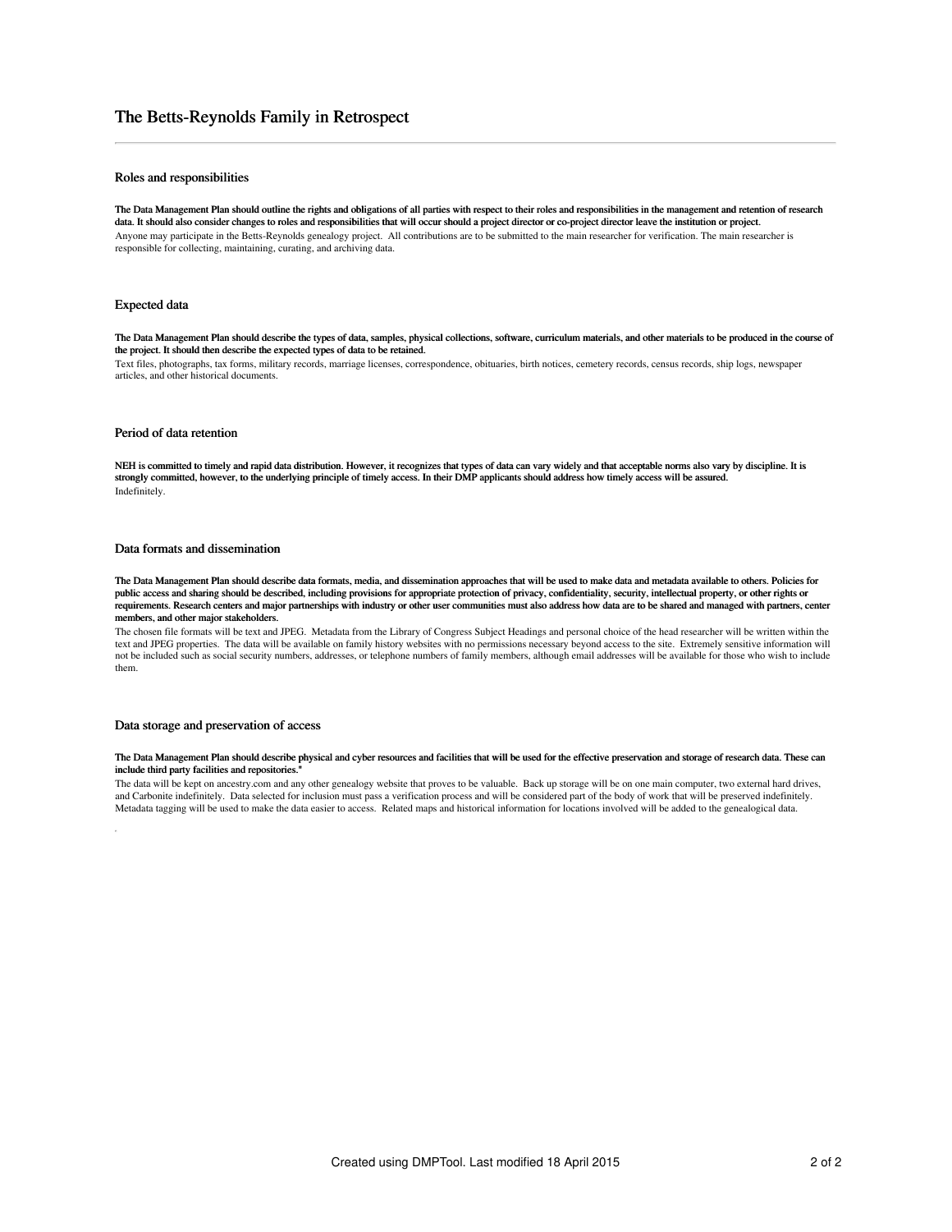# The Betts-Reynolds Family in Retrospect

## Roles and responsibilities

**The Data Management Plan should outline the rights and obligations of all parties with respect to their roles and responsibilities in the management and retention of research data. It should also consider changes to roles and responsibilities that will occur should a project director or co-project director leave the institution or project.**

Anyone may participate in the Betts-Reynolds genealogy project. All contributions are to be submitted to the main researcher for verification. The main researcher is responsible for collecting, maintaining, curating, and archiving data.

## Expected data

**The Data Management Plan should describe the types of data, samples, physical collections, software, curriculum materials, and other materials to be produced in the course of the project. It should then describe the expected types of data to be retained.**

Text files, photographs, tax forms, military records, marriage licenses, correspondence, obituaries, birth notices, cemetery records, census records, ship logs, newspaper articles, and other historical documents.

## Period of data retention

**NEH is committed to timely and rapid data distribution. However, it recognizes that types of data can vary widely and that acceptable norms also vary by discipline. It is strongly committed, however, to the underlying principle of timely access. In their DMP applicants should address how timely access will be assured.**

Indefinitely.

## Data formats and dissemination

**The Data Management Plan should describe data formats, media, and dissemination approaches that will be used to make data and metadata available to others. Policies for public access and sharing should be described, including provisions for appropriate protection of privacy, confidentiality, security, intellectual property, or other rights or requirements. Research centers and major partnerships with industry or other user communities must also address how data are to be shared and managed with partners, center members, and other major stakeholders.**

The chosen file formats will be text and JPEG. Metadata from the Library of Congress Subject Headings and personal choice of the head researcher will be written within the text and JPEG properties. The data will be available on family history websites with no permissions necessary beyond access to the site. Extremely sensitive information will not be included such as social security numbers, addresses, or telephone numbers of family members, although email addresses will be available for those who wish to include them.

## Data storage and preservation of access

**The Data Management Plan should describe physical and cyber resources and facilities that will be used for the effective preservation and storage of research data. These can include third party facilities and repositories."**

The data will be kept on ancestry.com and any other genealogy website that proves to be valuable. Back up storage will be on one main computer, two external hard drives, and Carbonite indefinitely. Data selected for inclusion must pass a verification process and will be considered part of the body of work that will be preserved indefinitely. Metadata tagging will be used to make the data easier to access. Related maps and historical information for locations involved will be added to the genealogical data.